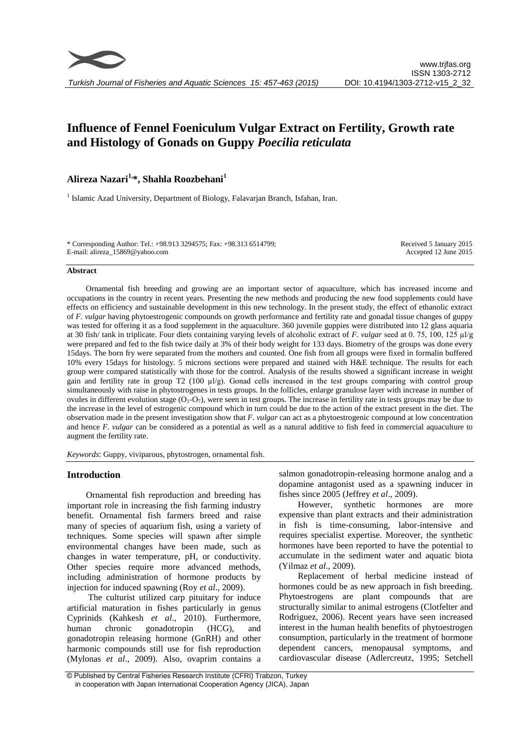# Influence of Fennel Foeniculum Vulgar Extract on Fertility, Growth rate and Histology of Gonads on Guppy *Poecilia reticulata*

**Alireza Nazari[1,*], Shahla Roozbehani[1]**

[1] Islamic Azad University, Department of Biology, Falavarjan Branch, Isfahan, Iran.

\* Corresponding Author: Tel.: +98.913 3294575; Fax: +98.313 6514799; E-mail: alireza_15869@yahoo.com

Received 5 January 2015
Accepted 12 June 2015

## Abstract

Ornamental fish breeding and growing are an important sector of aquaculture, which has increased income and occupations in the country in recent years. Presenting the new methods and producing the new food supplements could have effects on efficiency and sustainable development in this new technology. In the present study, the effect of ethanolic extract of *F. vulgar* having phytoestrogenic compounds on growth performance and fertility rate and gonadal tissue changes of guppy was tested for offering it as a food supplement in the aquaculture. 360 juvenile guppies were distributed into 12 glass aquaria at 30 fish/ tank in triplicate. Four diets containing varying levels of alcoholic extract of *F. vulgar* seed at 0. 75, 100, 125 µl/g were prepared and fed to the fish twice daily at 3% of their body weight for 133 days. Biometry of the groups was done every 15days. The born fry were separated from the mothers and counted. One fish from all groups were fixed in formalin buffered 10% every 15days for histology. 5 microns sections were prepared and stained with H&E technique. The results for each group were compared statistically with those for the control. Analysis of the results showed a significant increase in weight gain and fertility rate in group T2 (100 µl/g). Gonad cells increased in the test groups comparing with control group simultaneously with raise in phytostrogenes in tests groups. In the follicles, enlarge granulose layer with increase in number of ovules in different evolution stage ($O_1$-$O_7$), were seen in test groups. The increase in fertility rate in tests groups may be due to the increase in the level of estrogenic compound which in turn could be due to the action of the extract present in the diet. The observation made in the present investigation show that *F. vulgar* can act as a phytoestrogenic compound at low concentration and hence *F. vulgar* can be considered as a potential as well as a natural additive to fish feed in commercial aquaculture to augment the fertility rate.

*Keywords*: Guppy, viviparous, phytostrogen, ornamental fish.

## Introduction

Ornamental fish reproduction and breeding has important role in increasing the fish farming industry benefit. Ornamental fish farmers breed and raise many of species of aquarium fish, using a variety of techniques. Some species will spawn after simple environmental changes have been made, such as changes in water temperature, pH, or conductivity. Other species require more advanced methods, including administration of hormone products by injection for induced spawning (Roy *et al*., 2009).

The culturist utilized carp pituitary for induce artificial maturation in fishes particularly in genus Cyprinids (Kahkesh *et al*., 2010). Furthermore, human chronic gonadotropin (HCG), and gonadotropin releasing hormone (GnRH) and other harmonic compounds still use for fish reproduction (Mylonas *et al*., 2009). Also, ovaprim contains a salmon gonadotropin-releasing hormone analog and a dopamine antagonist used as a spawning inducer in fishes since 2005 (Jeffrey *et al*., 2009).

However, synthetic hormones are more expensive than plant extracts and their administration in fish is time-consuming, labor-intensive and requires specialist expertise. Moreover, the synthetic hormones have been reported to have the potential to accumulate in the sediment water and aquatic biota (Yilmaz *et al*., 2009).

Replacement of herbal medicine instead of hormones could be as new approach in fish breeding. Phytoestrogens are plant compounds that are structurally similar to animal estrogens (Clotfelter and Rodriguez, 2006). Recent years have seen increased interest in the human health benefits of phytoestrogen consumption, particularly in the treatment of hormone dependent cancers, menopausal symptoms, and cardiovascular disease (Adlercreutz, 1995; Setchell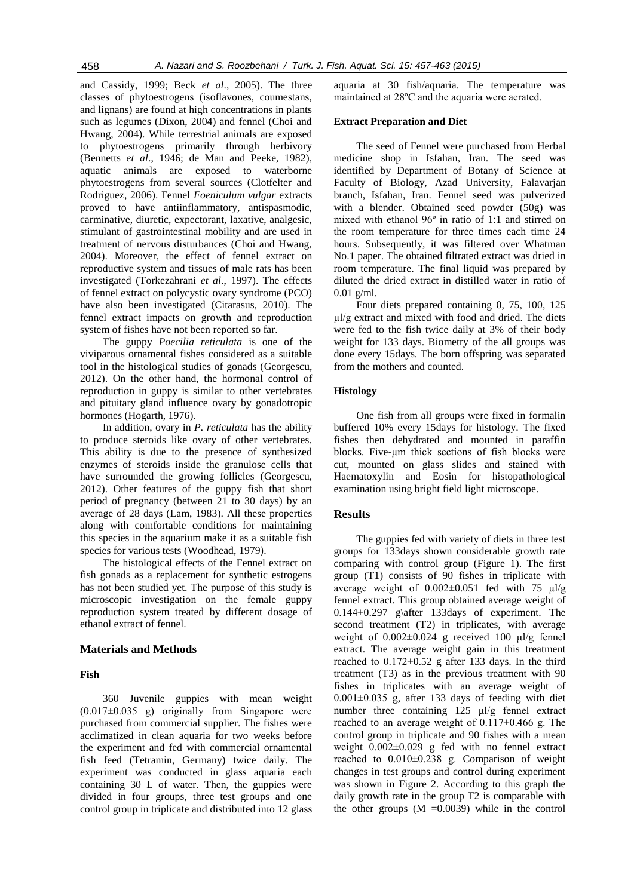and Cassidy, 1999; Beck *et al*., 2005). The three classes of phytoestrogens (isoflavones, coumestans, and lignans) are found at high concentrations in plants such as legumes (Dixon, 2004) and fennel (Choi and Hwang, 2004). While terrestrial animals are exposed to phytoestrogens primarily through herbivory (Bennetts *et al*., 1946; de Man and Peeke, 1982), aquatic animals are exposed to waterborne phytoestrogens from several sources (Clotfelter and Rodriguez, 2006). Fennel *Foeniculum vulgar* extracts proved to have antiinflammatory, antispasmodic, carminative, diuretic, expectorant, laxative, analgesic, stimulant of gastrointestinal mobility and are used in treatment of nervous disturbances (Choi and Hwang, 2004). Moreover, the effect of fennel extract on reproductive system and tissues of male rats has been investigated (Torkezahrani *et al*., 1997). The effects of fennel extract on polycystic ovary syndrome (PCO) have also been investigated (Citarasus, 2010). The fennel extract impacts on growth and reproduction system of fishes have not been reported so far.

The guppy *Poecilia reticulata* is one of the viviparous ornamental fishes considered as a suitable tool in the histological studies of gonads (Georgescu, 2012). On the other hand, the hormonal control of reproduction in guppy is similar to other vertebrates and pituitary gland influence ovary by gonadotropic hormones (Hogarth, 1976).

In addition, ovary in *P. reticulata* has the ability to produce steroids like ovary of other vertebrates. This ability is due to the presence of synthesized enzymes of steroids inside the granulose cells that have surrounded the growing follicles (Georgescu, 2012). Other features of the guppy fish that short period of pregnancy (between 21 to 30 days) by an average of 28 days (Lam, 1983). All these properties along with comfortable conditions for maintaining this species in the aquarium make it as a suitable fish species for various tests (Woodhead, 1979).

The histological effects of the Fennel extract on fish gonads as a replacement for synthetic estrogens has not been studied yet. The purpose of this study is microscopic investigation on the female guppy reproduction system treated by different dosage of ethanol extract of fennel.

## Materials and Methods

### Fish

360 Juvenile guppies with mean weight (0.017±0.035 g) originally from Singapore were purchased from commercial supplier. The fishes were acclimatized in clean aquaria for two weeks before the experiment and fed with commercial ornamental fish feed (Tetramin, Germany) twice daily. The experiment was conducted in glass aquaria each containing 30 L of water. Then, the guppies were divided in four groups, three test groups and one control group in triplicate and distributed into 12 glass aquaria at 30 fish/aquaria. The temperature was maintained at 28ºC and the aquaria were aerated.

### Extract Preparation and Diet

The seed of Fennel were purchased from Herbal medicine shop in Isfahan, Iran. The seed was identified by Department of Botany of Science at Faculty of Biology, Azad University, Falavarjan branch, Isfahan, Iran. Fennel seed was pulverized with a blender. Obtained seed powder (50g) was mixed with ethanol 96º in ratio of 1:1 and stirred on the room temperature for three times each time 24 hours. Subsequently, it was filtered over Whatman No.1 paper. The obtained filtrated extract was dried in room temperature. The final liquid was prepared by diluted the dried extract in distilled water in ratio of 0.01 g/ml.

Four diets prepared containing 0, 75, 100, 125 µl/g extract and mixed with food and dried. The diets were fed to the fish twice daily at 3% of their body weight for 133 days. Biometry of the all groups was done every 15days. The born offspring was separated from the mothers and counted.

### Histology

One fish from all groups were fixed in formalin buffered 10% every 15days for histology. The fixed fishes then dehydrated and mounted in paraffin blocks. Five-µm thick sections of fish blocks were cut, mounted on glass slides and stained with Haematoxylin and Eosin for histopathological examination using bright field light microscope.

## Results

The guppies fed with variety of diets in three test groups for 133days shown considerable growth rate comparing with control group (Figure 1). The first group (T1) consists of 90 fishes in triplicate with average weight of 0.002±0.051 fed with 75 µl/g fennel extract. This group obtained average weight of 0.144±0.297 g\after 133days of experiment. The second treatment (T2) in triplicates, with average weight of 0.002±0.024 g received 100 µl/g fennel extract. The average weight gain in this treatment reached to 0.172±0.52 g after 133 days. In the third treatment (T3) as in the previous treatment with 90 fishes in triplicates with an average weight of 0.001±0.035 g, after 133 days of feeding with diet number three containing 125 µl/g fennel extract reached to an average weight of 0.117±0.466 g. The control group in triplicate and 90 fishes with a mean weight 0.002±0.029 g fed with no fennel extract reached to 0.010±0.238 g. Comparison of weight changes in test groups and control during experiment was shown in Figure 2. According to this graph the daily growth rate in the group T2 is comparable with the other groups (M =0.0039) while in the control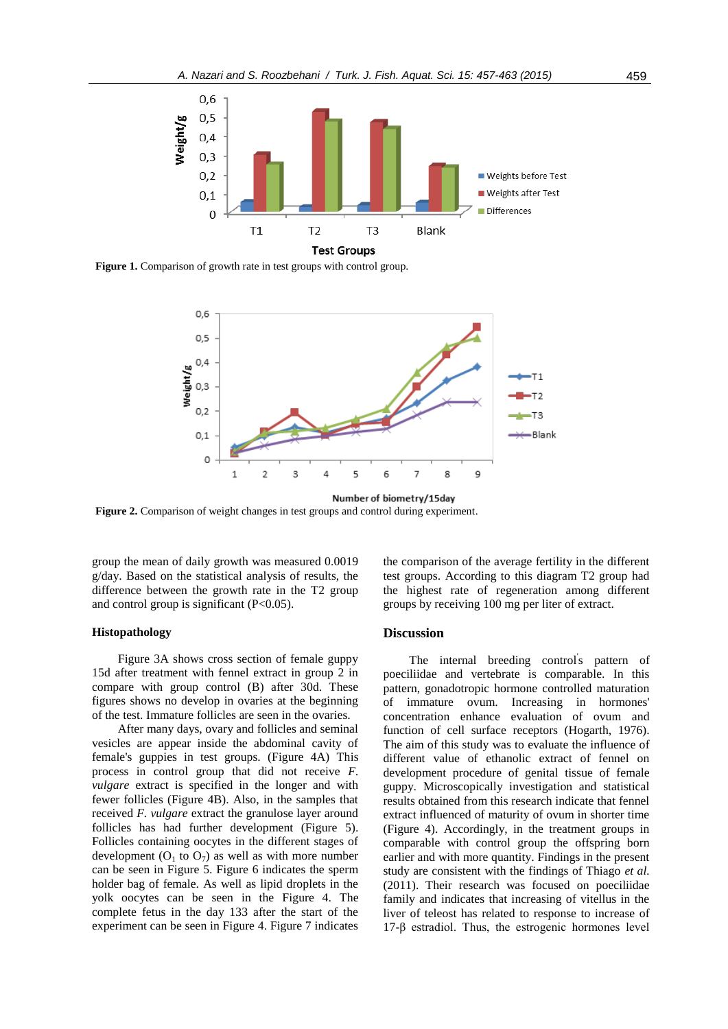Figure 1. Comparison of growth rate in test groups with control group.

Figure 2. Comparison of weight changes in test groups and control during experiment.

group the mean of daily growth was measured 0.0019 g/day. Based on the statistical analysis of results, the difference between the growth rate in the T2 group and control group is significant ($P<0.05$).

## Histopathology

Figure 3A shows cross section of female guppy 15d after treatment with fennel extract in group 2 in compare with group control (B) after 30d. These figures shows no develop in ovaries at the beginning of the test. Immature follicles are seen in the ovaries.

After many days, ovary and follicles and seminal vesicles are appear inside the abdominal cavity of female's guppies in test groups. (Figure 4A) This process in control group that did not receive *F. vulgare* extract is specified in the longer and with fewer follicles (Figure 4B). Also, in the samples that received *F. vulgare* extract the granulose layer around follicles has had further development (Figure 5). Follicles containing oocytes in the different stages of development ($O_1$ to $O_7$) as well as with more number can be seen in Figure 5. Figure 6 indicates the sperm holder bag of female. As well as lipid droplets in the yolk oocytes can be seen in the Figure 4. The complete fetus in the day 133 after the start of the experiment can be seen in Figure 4. Figure 7 indicates the comparison of the average fertility in the different test groups. According to this diagram T2 group had the highest rate of regeneration among different groups by receiving 100 mg per liter of extract.

## Discussion

The internal breeding control's pattern of poeciliidae and vertebrate is comparable. In this pattern, gonadotropic hormone controlled maturation of immature ovum. Increasing in hormones' concentration enhance evaluation of ovum and function of cell surface receptors (Hogarth, 1976). The aim of this study was to evaluate the influence of different value of ethanolic extract of fennel on development procedure of genital tissue of female guppy. Microscopically investigation and statistical results obtained from this research indicate that fennel extract influenced of maturity of ovum in shorter time (Figure 4). Accordingly, in the treatment groups in comparable with control group the offspring born earlier and with more quantity. Findings in the present study are consistent with the findings of Thiago *et al.* (2011). Their research was focused on poeciliidae family and indicates that increasing of vitellus in the liver of teleost has related to response to increase of 17-β estradiol. Thus, the estrogenic hormones level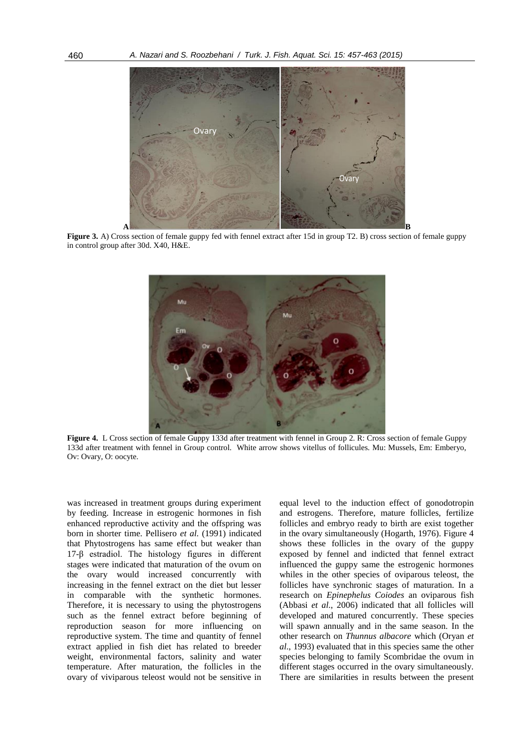**Figure 3.** A) Cross section of female guppy fed with fennel extract after 15d in group T2. B) cross section of female guppy in control group after 30d. X40, H&E.

**Figure 4.** L Cross section of female Guppy 133d after treatment with fennel in Group 2. R: Cross section of female Guppy 133d after treatment with fennel in Group control. White arrow shows vitellus of follicules. Mu: Mussels, Em: Emberyo, Ov: Ovary, O: oocyte.

was increased in treatment groups during experiment by feeding. Increase in estrogenic hormones in fish enhanced reproductive activity and the offspring was born in shorter time. Pellisero *et al.* (1991) indicated that Phytostrogens has same effect but weaker than 17-β estradiol. The histology figures in different stages were indicated that maturation of the ovum on the ovary would increased concurrently with increasing in the fennel extract on the diet but lesser in comparable with the synthetic hormones. Therefore, it is necessary to using the phytostrogens such as the fennel extract before beginning of reproduction season for more influencing on reproductive system. The time and quantity of fennel extract applied in fish diet has related to breeder weight, environmental factors, salinity and water temperature. After maturation, the follicles in the ovary of viviparous teleost would not be sensitive in equal level to the induction effect of gonodotropin and estrogens. Therefore, mature follicles, fertilize follicles and embryo ready to birth are exist together in the ovary simultaneously (Hogarth, 1976). Figure 4 shows these follicles in the ovary of the guppy exposed by fennel and indicted that fennel extract influenced the guppy same the estrogenic hormones whiles in the other species of oviparous teleost, the follicles have synchronic stages of maturation. In a research on *Epinephelus Coiodes* an oviparous fish (Abbasi *et al*., 2006) indicated that all follicles will developed and matured concurrently. These species will spawn annually and in the same season. In the other research on *Thunnus albacore* which (Oryan *et al*., 1993) evaluated that in this species same the other species belonging to family Scombridae the ovum in different stages occurred in the ovary simultaneously. There are similarities in results between the present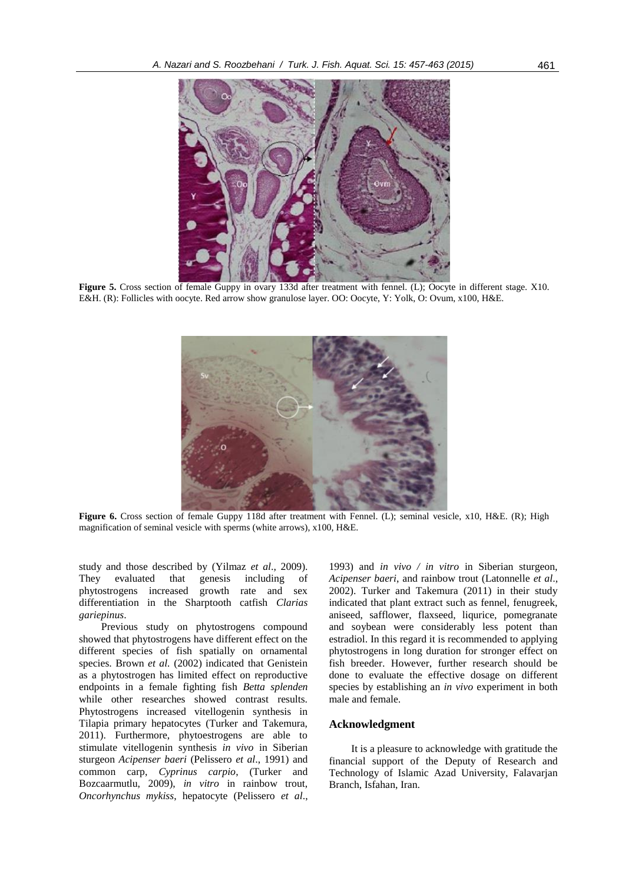**Figure 5.** Cross section of female Guppy in ovary 133d after treatment with fennel. (L); Oocyte in different stage. X10. E&H. (R): Follicles with oocyte. Red arrow show granulose layer. OO: Oocyte, Y: Yolk, O: Ovum, x100, H&E.

**Figure 6.** Cross section of female Guppy 118d after treatment with Fennel. (L); seminal vesicle, x10, H&E. (R); High magnification of seminal vesicle with sperms (white arrows), x100, H&E.

study and those described by (Yilmaz *et al*., 2009). They evaluated that genesis including of phytostrogens increased growth rate and sex differentiation in the Sharptooth catfish *Clarias gariepinus*.

Previous study on phytostrogens compound showed that phytostrogens have different effect on the different species of fish spatially on ornamental species. Brown *et al.* (2002) indicated that Genistein as a phytostrogen has limited effect on reproductive endpoints in a female fighting fish *Betta splenden* while other researches showed contrast results. Phytostrogens increased vitellogenin synthesis in Tilapia primary hepatocytes (Turker and Takemura, 2011). Furthermore, phytoestrogens are able to stimulate vitellogenin synthesis *in vivo* in Siberian sturgeon *Acipenser baeri* (Pelissero *et al*., 1991) and common carp, *Cyprinus carpio*, (Turker and Bozcaarmutlu, 2009), *in vitro* in rainbow trout, *Oncorhynchus mykiss*, hepatocyte (Pelissero *et al*., 1993) and *in vivo / in vitro* in Siberian sturgeon, *Acipenser baeri*, and rainbow trout (Latonnelle *et al*., 2002). Turker and Takemura (2011) in their study indicated that plant extract such as fennel, fenugreek, aniseed, safflower, flaxseed, liqurice, pomegranate and soybean were considerably less potent than estradiol. In this regard it is recommended to applying phytostrogens in long duration for stronger effect on fish breeder. However, further research should be done to evaluate the effective dosage on different species by establishing an *in vivo* experiment in both male and female.

## Acknowledgment

It is a pleasure to acknowledge with gratitude the financial support of the Deputy of Research and Technology of Islamic Azad University, Falavarjan Branch, Isfahan, Iran.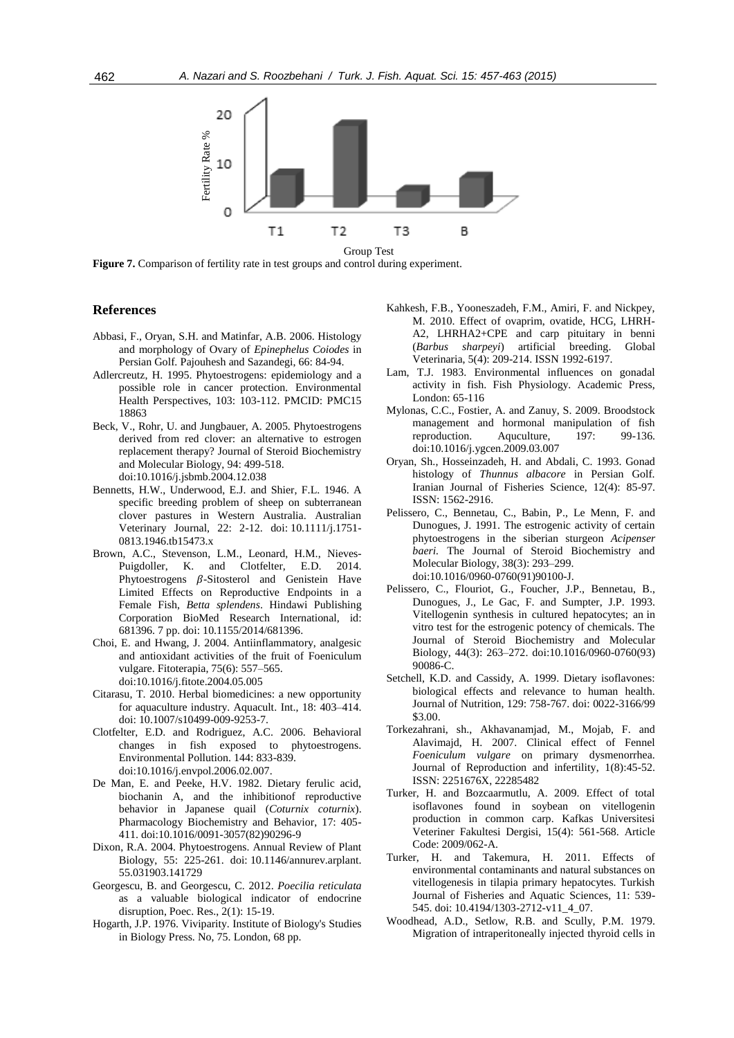**Figure 7.** Comparison of fertility rate in test groups and control during experiment.

## References

Abbasi, F., Oryan, S.H. and Matinfar, A.B. 2006. Histology and morphology of Ovary of *Epinephelus Coiodes* in Persian Golf. Pajouhesh and Sazandegi, 66: 84-94.

Adlercreutz, H. 1995. Phytoestrogens: epidemiology and a possible role in cancer protection. Environmental Health Perspectives, 103: 103-112. PMCID: PMC1518863

Beck, V., Rohr, U. and Jungbauer, A. 2005. Phytoestrogens derived from red clover: an alternative to estrogen replacement therapy? Journal of Steroid Biochemistry and Molecular Biology, 94: 499-518. doi:10.1016/j.jsbmb.2004.12.038

Bennetts, H.W., Underwood, E.J. and Shier, F.L. 1946. A specific breeding problem of sheep on subterranean clover pastures in Western Australia. Australian Veterinary Journal, 22: 2-12. doi: 10.1111/j.1751-0813.1946.tb15473.x

Brown, A.C., Stevenson, L.M., Leonard, H.M., Nieves-Puigdoller, K. and Clotfelter, E.D. 2014. Phytoestrogens $\beta$-Sitosterol and Genistein Have Limited Effects on Reproductive Endpoints in a Female Fish, *Betta splendens*. Hindawi Publishing Corporation BioMed Research International, id: 681396. 7 pp. doi: 10.1155/2014/681396.

Choi, E. and Hwang, J. 2004. Antiinflammatory, analgesic and antioxidant activities of the fruit of Foeniculum vulgare. Fitoterapia, 75(6): 557–565. doi:10.1016/j.fitote.2004.05.005

Citarasu, T. 2010. Herbal biomedicines: a new opportunity for aquaculture industry. Aquacult. Int., 18: 403–414. doi: 10.1007/s10499-009-9253-7.

Clotfelter, E.D. and Rodriguez, A.C. 2006. Behavioral changes in fish exposed to phytoestrogens. Environmental Pollution. 144: 833-839. doi:10.1016/j.envpol.2006.02.007.

De Man, E. and Peeke, H.V. 1982. Dietary ferulic acid, biochanin A, and the inhibitionof reproductive behavior in Japanese quail (*Coturnix coturnix*). Pharmacology Biochemistry and Behavior, 17: 405-411. doi:10.1016/0091-3057(82)90296-9

Dixon, R.A. 2004. Phytoestrogens. Annual Review of Plant Biology, 55: 225-261. doi: 10.1146/annurev.arplant.55.031903.141729

Georgescu, B. and Georgescu, C. 2012. *Poecilia reticulata* as a valuable biological indicator of endocrine disruption, Poec. Res., 2(1): 15-19.

Hogarth, J.P. 1976. Viviparity. Institute of Biology's Studies in Biology Press. No, 75. London, 68 pp.

Kahkesh, F.B., Yooneszadeh, F.M., Amiri, F. and Nickpey, M. 2010. Effect of ovaprim, ovatide, HCG, LHRH-A2, LHRHA2+CPE and carp pituitary in benni (*Barbus sharpeyi*) artificial breeding. Global Veterinaria, 5(4): 209-214. ISSN 1992-6197.

Lam, T.J. 1983. Environmental influences on gonadal activity in fish. Fish Physiology. Academic Press, London: 65-116

Mylonas, C.C., Fostier, A. and Zanuy, S. 2009. Broodstock management and hormonal manipulation of fish reproduction. Aquculture, 197: 99-136. doi:10.1016/j.ygcen.2009.03.007

Oryan, Sh., Hosseinzadeh, H. and Abdali, C. 1993. Gonad histology of *Thunnus albacore* in Persian Golf. Iranian Journal of Fisheries Science, 12(4): 85-97. ISSN: 1562-2916.

Pelissero, C., Bennetau, C., Babin, P., Le Menn, F. and Dunogues, J. 1991. The estrogenic activity of certain phytoestrogens in the siberian sturgeon *Acipenser baeri.* The Journal of Steroid Biochemistry and Molecular Biology, 38(3): 293–299. doi:10.1016/0960-0760(91)90100-J.

Pelissero, C., Flouriot, G., Foucher, J.P., Bennetau, B., Dunogues, J., Le Gac, F. and Sumpter, J.P. 1993. Vitellogenin synthesis in cultured hepatocytes; an in vitro test for the estrogenic potency of chemicals. The Journal of Steroid Biochemistry and Molecular Biology, 44(3): 263–272. doi:10.1016/0960-0760(93)90086-C.

Setchell, K.D. and Cassidy, A. 1999. Dietary isoflavones: biological effects and relevance to human health. Journal of Nutrition, 129: 758-767. doi: 0022-3166/99 $3.00.

Torkezahrani, sh., Akhavanamjad, M., Mojab, F. and Alavimajd, H. 2007. Clinical effect of Fennel *Foeniculum vulgare* on primary dysmenorrhea. Journal of Reproduction and infertility, 1(8):45-52. ISSN: 2251676X, 22285482

Turker, H. and Bozcaarmutlu, A. 2009. Effect of total isoflavones found in soybean on vitellogenin production in common carp. Kafkas Universitesi Veteriner Fakultesi Dergisi, 15(4): 561-568. Article Code: 2009/062-A.

Turker, H. and Takemura, H. 2011. Effects of environmental contaminants and natural substances on vitellogenesis in tilapia primary hepatocytes. Turkish Journal of Fisheries and Aquatic Sciences, 11: 539-545. doi: 10.4194/1303-2712-v11_4_07.

Woodhead, A.D., Setlow, R.B. and Scully, P.M. 1979. Migration of intraperitoneally injected thyroid cells in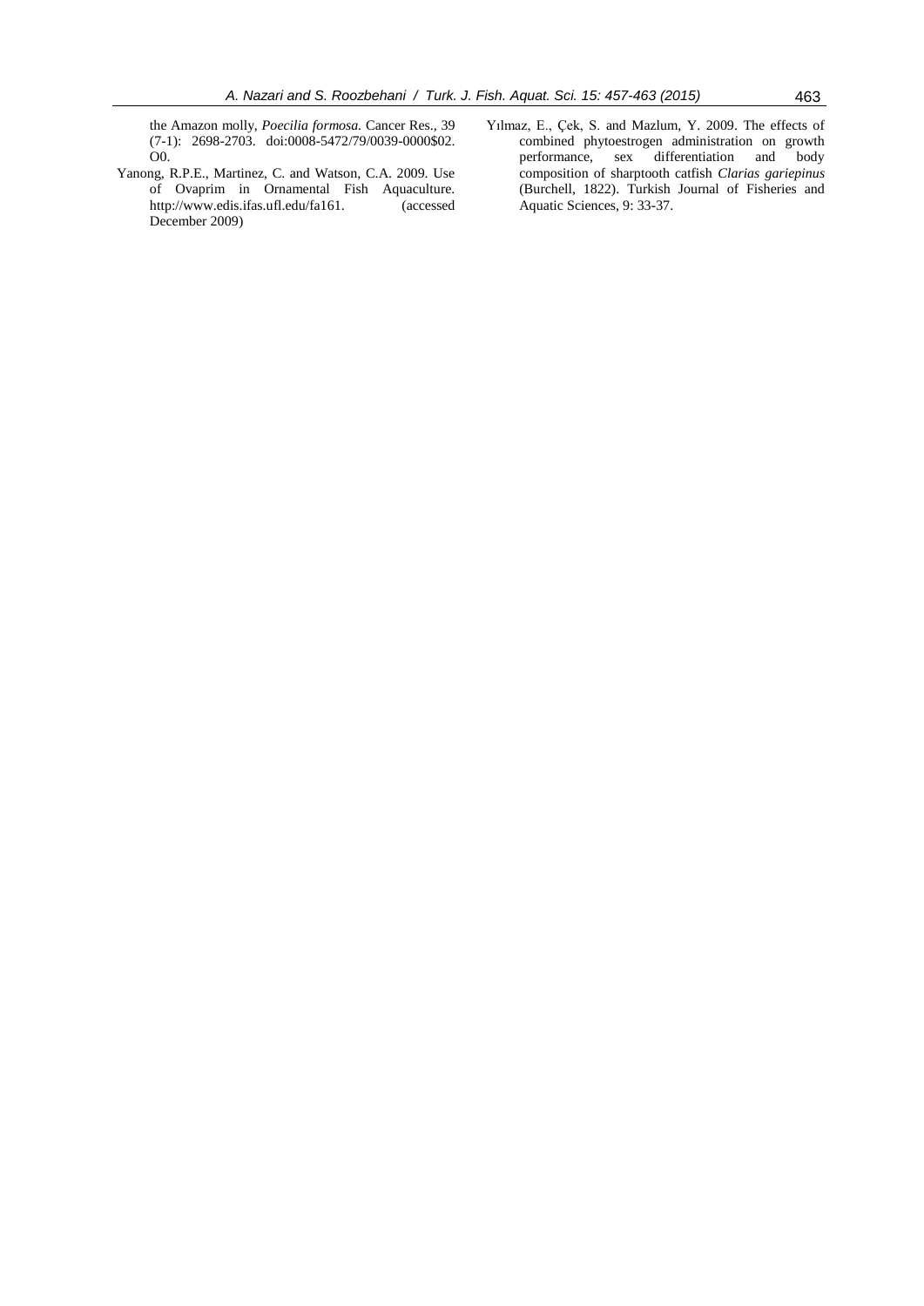the Amazon molly, *Poecilia formosa*. Cancer Res., 39 (7-1): 2698-2703. doi:0008-5472/79/0039-0000$02. O0.

Yanong, R.P.E., Martinez, C. and Watson, C.A. 2009. Use of Ovaprim in Ornamental Fish Aquaculture. http://www.edis.ifas.ufl.edu/fa161. (accessed December 2009)

Yılmaz, E., Çek, S. and Mazlum, Y. 2009. The effects of combined phytoestrogen administration on growth performance, sex differentiation and body composition of sharptooth catfish *Clarias gariepinus* (Burchell, 1822). Turkish Journal of Fisheries and Aquatic Sciences, 9: 33-37.